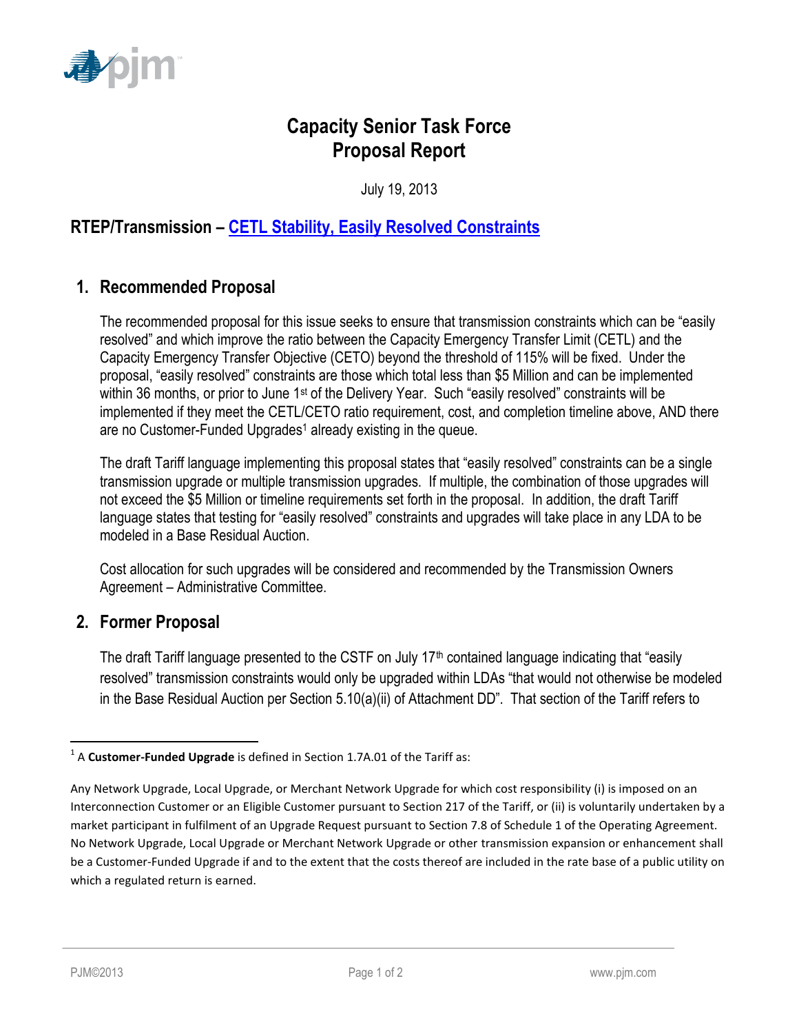# Capacity Senior Task Force
# Proposal Report

July 19, 2013

## RTEP/Transmission – CETL Stability, Easily Resolved Constraints

### 1. Recommended Proposal

The recommended proposal for this issue seeks to ensure that transmission constraints which can be "easily resolved" and which improve the ratio between the Capacity Emergency Transfer Limit (CETL) and the Capacity Emergency Transfer Objective (CETO) beyond the threshold of 115% will be fixed. Under the proposal, "easily resolved" constraints are those which total less than $5 Million and can be implemented within 36 months, or prior to June 1st of the Delivery Year. Such "easily resolved" constraints will be implemented if they meet the CETL/CETO ratio requirement, cost, and completion timeline above, AND there are no Customer-Funded Upgrades[1] already existing in the queue.

The draft Tariff language implementing this proposal states that "easily resolved" constraints can be a single transmission upgrade or multiple transmission upgrades. If multiple, the combination of those upgrades will not exceed the $5 Million or timeline requirements set forth in the proposal. In addition, the draft Tariff language states that testing for "easily resolved" constraints and upgrades will take place in any LDA to be modeled in a Base Residual Auction.

Cost allocation for such upgrades will be considered and recommended by the Transmission Owners Agreement – Administrative Committee.

### 2. Former Proposal

The draft Tariff language presented to the CSTF on July 17th contained language indicating that "easily resolved" transmission constraints would only be upgraded within LDAs "that would not otherwise be modeled in the Base Residual Auction per Section 5.10(a)(ii) of Attachment DD". That section of the Tariff refers to

---

[1] A **Customer-Funded Upgrade** is defined in Section 1.7A.01 of the Tariff as:

Any Network Upgrade, Local Upgrade, or Merchant Network Upgrade for which cost responsibility (i) is imposed on an Interconnection Customer or an Eligible Customer pursuant to Section 217 of the Tariff, or (ii) is voluntarily undertaken by a market participant in fulfilment of an Upgrade Request pursuant to Section 7.8 of Schedule 1 of the Operating Agreement. No Network Upgrade, Local Upgrade or Merchant Network Upgrade or other transmission expansion or enhancement shall be a Customer-Funded Upgrade if and to the extent that the costs thereof are included in the rate base of a public utility on which a regulated return is earned.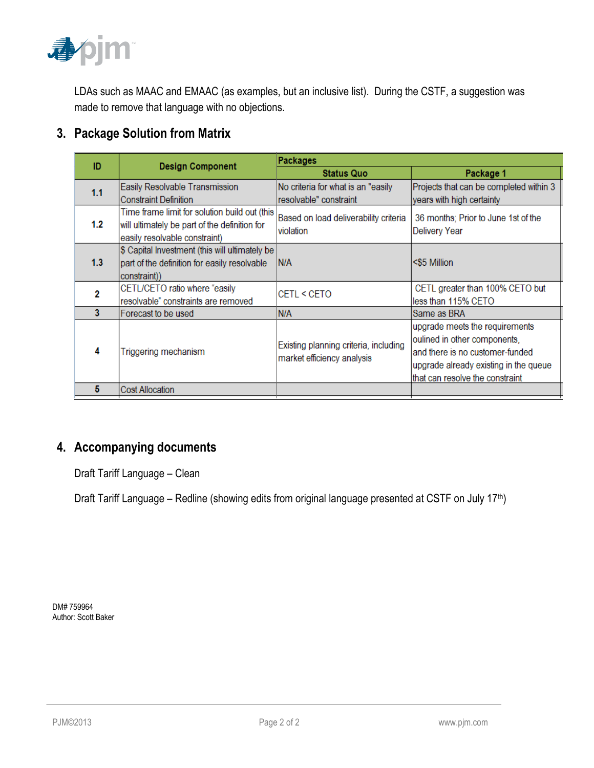LDAs such as MAAC and EMAAC (as examples, but an inclusive list). During the CSTF, a suggestion was made to remove that language with no objections.

## 3. Package Solution from Matrix

| ID | Design Component | Packages | |
|---|---|---|---|
| | | Status Quo | Package 1 |
| 1.1 | Easily Resolvable Transmission Constraint Definition | No criteria for what is an "easily resolvable" constraint | Projects that can be completed within 3 years with high certainty |
| 1.2 | Time frame limit for solution build out (this will ultimately be part of the definition for easily resolvable constraint) | Based on load deliverability criteria violation | 36 months; Prior to June 1st of the Delivery Year |
| 1.3 | $ Capital Investment (this will ultimately be part of the definition for easily resolvable constraint)) | N/A | <$5 Million |
| 2 | CETL/CETO ratio where "easily resolvable" constraints are removed | CETL < CETO | CETL greater than 100% CETO but less than 115% CETO |
| 3 | Forecast to be used | N/A | Same as BRA |
| 4 | Triggering mechanism | Existing planning criteria, including market efficiency analysis | upgrade meets the requirements oulined in other components, and there is no customer-funded upgrade already existing in the queue that can resolve the constraint |
| 5 | Cost Allocation | | |

## 4. Accompanying documents

Draft Tariff Language – Clean

Draft Tariff Language – Redline (showing edits from original language presented at CSTF on July 17th)

DM# 759964
Author: Scott Baker